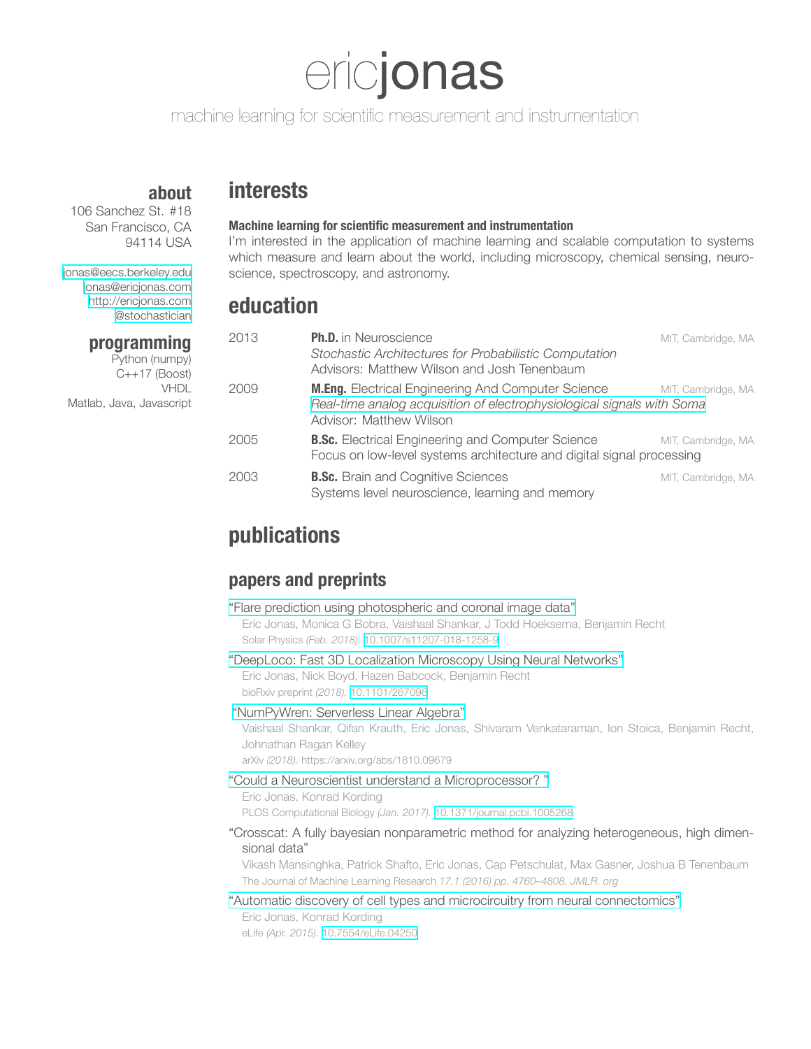# ericjonas

machine learning for scientific measurement and instrumentation

## about

106 Sanchez St. #18
San Francisco, CA
94114 USA

jonas@eecs.berkeley.edu
jonas@ericjonas.com
http://ericjonas.com
@stochastician

## programming

Python (numpy)
C++17 (Boost)
VHDL
Matlab, Java, Javascript

## interests

**Machine learning for scientific measurement and instrumentation**
I'm interested in the application of machine learning and scalable computation to systems which measure and learn about the world, including microscopy, chemical sensing, neuroscience, spectroscopy, and astronomy.

## education

| | | |
|---|---|---|
| 2013 | **Ph.D.** in Neuroscience<br>*Stochastic Architectures for Probabilistic Computation*<br>Advisors: Matthew Wilson and Josh Tenenbaum | MIT, Cambridge, MA |
| 2009 | **M.Eng.** Electrical Engineering And Computer Science<br>*Real-time analog acquisition of electrophysiological signals with Soma*<br>Advisor: Matthew Wilson | MIT, Cambridge, MA |
| 2005 | **B.Sc.** Electrical Engineering and Computer Science<br>Focus on low-level systems architecture and digital signal processing | MIT, Cambridge, MA |
| 2003 | **B.Sc.** Brain and Cognitive Sciences<br>Systems level neuroscience, learning and memory | MIT, Cambridge, MA |

## publications

### papers and preprints

"Flare prediction using photospheric and coronal image data"
Eric Jonas, Monica G Bobra, Vaishaal Shankar, J Todd Hoeksema, Benjamin Recht
Solar Physics *(Feb. 2018).* 10.1007/s11207-018-1258-9

"DeepLoco: Fast 3D Localization Microscopy Using Neural Networks"
Eric Jonas, Nick Boyd, Hazen Babcock, Benjamin Recht
bioRxiv preprint *(2018).* 10.1101/267096

"NumPyWren: Serverless Linear Algebra"
Vaishaal Shankar, Qifan Krauth, Eric Jonas, Shivaram Venkataraman, Ion Stoica, Benjamin Recht, Johnathan Ragan Kelley
arXiv *(2018).* https://arxiv.org/abs/1810.09679

"Could a Neuroscientist understand a Microprocessor? "
Eric Jonas, Konrad Kording
PLOS Computational Biology *(Jan. 2017).* 10.1371/journal.pcbi.1005268

"Crosscat: A fully bayesian nonparametric method for analyzing heterogeneous, high dimensional data"
Vikash Mansinghka, Patrick Shafto, Eric Jonas, Cap Petschulat, Max Gasner, Joshua B Tenenbaum
The Journal of Machine Learning Research *17.1 (2016) pp. 4760–4808. JMLR. org*

"Automatic discovery of cell types and microcircuitry from neural connectomics"
Eric Jonas, Konrad Kording
eLife *(Apr. 2015).* 10.7554/eLife.04250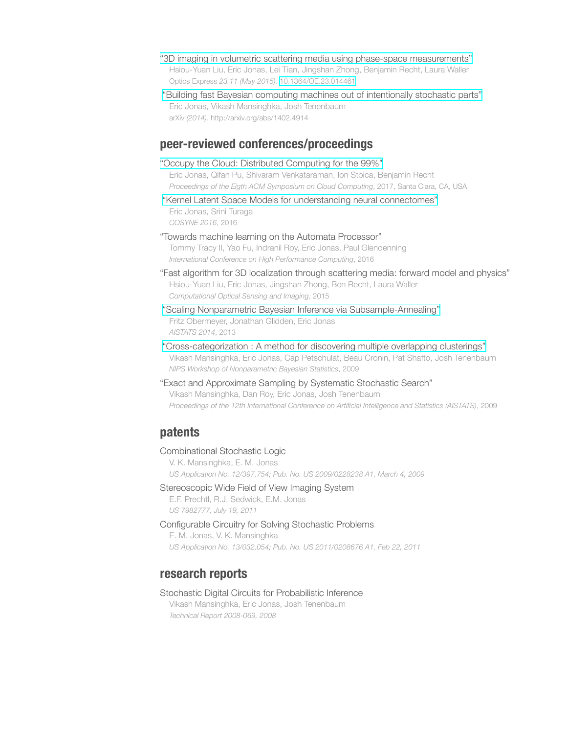"3D imaging in volumetric scattering media using phase-space measurements"
Hsiou-Yuan Liu, Eric Jonas, Lei Tian, Jingshan Zhong, Benjamin Recht, Laura Waller
Optics Express *23.11 (May 2015).* 10.1364/OE.23.014461

"Building fast Bayesian computing machines out of intentionally stochastic parts"
Eric Jonas, Vikash Mansinghka, Josh Tenenbaum
arXiv *(2014).* http://arxiv.org/abs/1402.4914

## peer-reviewed conferences/proceedings

"Occupy the Cloud: Distributed Computing for the 99%"
Eric Jonas, Qifan Pu, Shivaram Venkataraman, Ion Stoica, Benjamin Recht
*Proceedings of the Eigth ACM Symposium on Cloud Computing*, 2017, Santa Clara, CA, USA

"Kernel Latent Space Models for understanding neural connectomes"
Eric Jonas, Srini Turaga
*COSYNE 2016*, 2016

"Towards machine learning on the Automata Processor"
Tommy Tracy II, Yao Fu, Indranil Roy, Eric Jonas, Paul Glendenning
*International Conference on High Performance Computing*, 2016

"Fast algorithm for 3D localization through scattering media: forward model and physics"
Hsiou-Yuan Liu, Eric Jonas, Jingshan Zhong, Ben Recht, Laura Waller
*Computational Optical Sensing and Imaging*, 2015

"Scaling Nonparametric Bayesian Inference via Subsample-Annealing"
Fritz Obermeyer, Jonathan Glidden, Eric Jonas
*AISTATS 2014*, 2013

"Cross-categorization : A method for discovering multiple overlapping clusterings"
Vikash Mansinghka, Eric Jonas, Cap Petschulat, Beau Cronin, Pat Shafto, Josh Tenenbaum
*NIPS Workshop of Nonparametric Bayesian Statistics*, 2009

"Exact and Approximate Sampling by Systematic Stochastic Search"
Vikash Mansinghka, Dan Roy, Eric Jonas, Josh Tenenbaum
*Proceedings of the 12th International Conference on Artificial Intelligence and Statistics (AISTATS)*, 2009

## patents

Combinational Stochastic Logic
V. K. Mansinghka, E. M. Jonas
*US Application No. 12/397,754; Pub. No. US 2009/0228238 A1, March 4, 2009*

Stereoscopic Wide Field of View Imaging System
E.F. Prechtl, R.J. Sedwick, E.M. Jonas
*US 7982777, July 19, 2011*

Configurable Circuitry for Solving Stochastic Problems
E. M. Jonas, V. K. Mansinghka
*US Application No. 13/032,054; Pub. No. US 2011/0208676 A1, Feb 22, 2011*

## research reports

Stochastic Digital Circuits for Probabilistic Inference
Vikash Mansinghka, Eric Jonas, Josh Tenenbaum
*Technical Report 2008-069, 2008*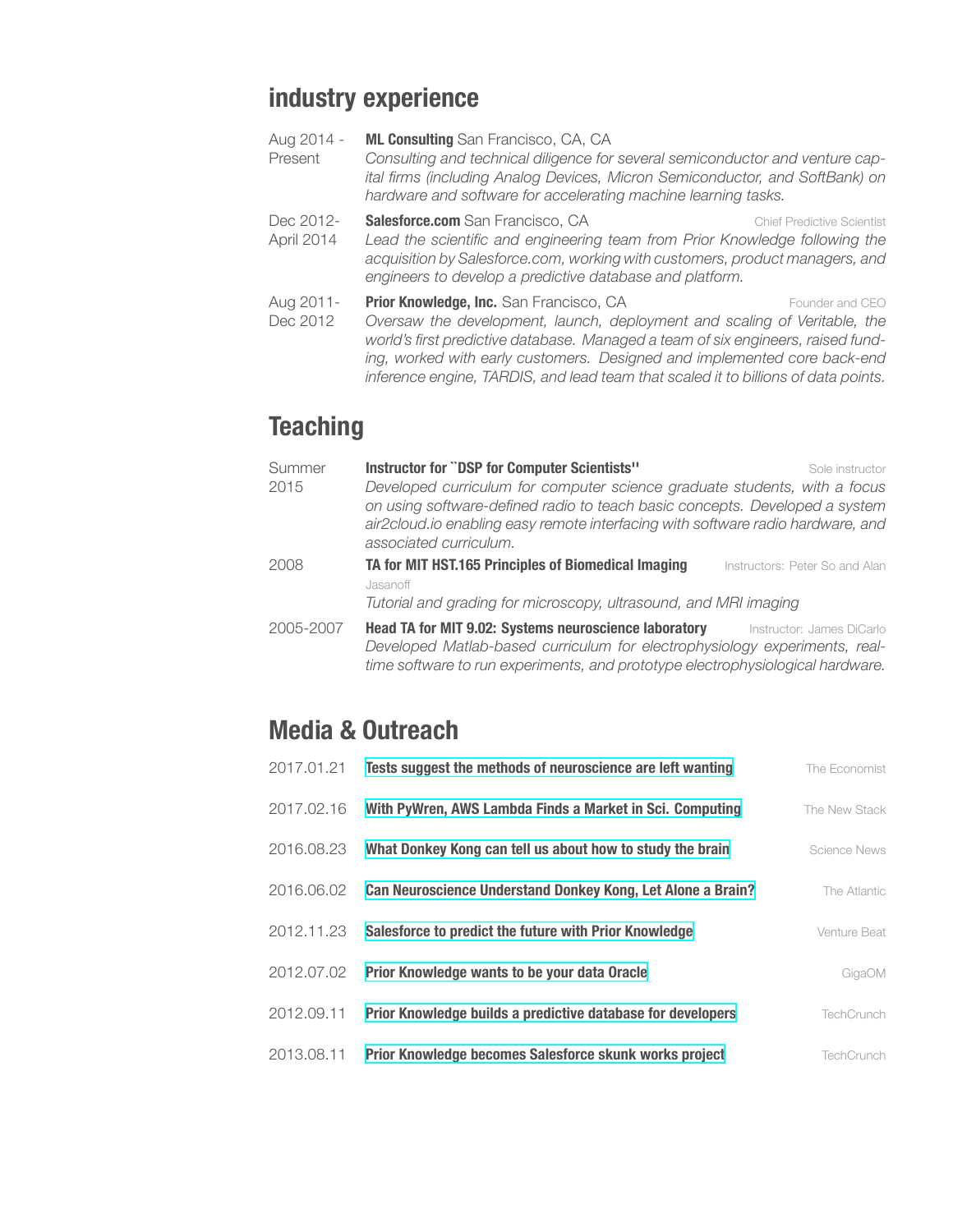## industry experience

**Aug 2014 - Present** — **ML Consulting** San Francisco, CA, CA
*Consulting and technical diligence for several semiconductor and venture capital firms (including Analog Devices, Micron Semiconductor, and SoftBank) on hardware and software for accelerating machine learning tasks.*

**Dec 2012- April 2014** — **Salesforce.com** San Francisco, CA — Chief Predictive Scientist
*Lead the scientific and engineering team from Prior Knowledge following the acquisition by Salesforce.com, working with customers, product managers, and engineers to develop a predictive database and platform.*

**Aug 2011- Dec 2012** — **Prior Knowledge, Inc.** San Francisco, CA — Founder and CEO
*Oversaw the development, launch, deployment and scaling of Veritable, the world's first predictive database. Managed a team of six engineers, raised funding, worked with early customers. Designed and implemented core back-end inference engine, TARDIS, and lead team that scaled it to billions of data points.*

## Teaching

**Summer 2015** — **Instructor for ``DSP for Computer Scientists''** — Sole instructor
*Developed curriculum for computer science graduate students, with a focus on using software-defined radio to teach basic concepts. Developed a system air2cloud.io enabling easy remote interfacing with software radio hardware, and associated curriculum.*

**2008** — **TA for MIT HST.165 Principles of Biomedical Imaging** — Instructors: Peter So and Alan Jasanoff
*Tutorial and grading for microscopy, ultrasound, and MRI imaging*

**2005-2007** — **Head TA for MIT 9.02: Systems neuroscience laboratory** — Instructor: James DiCarlo
*Developed Matlab-based curriculum for electrophysiology experiments, real-time software to run experiments, and prototype electrophysiological hardware.*

## Media & Outreach

| Date | Title | Outlet |
| --- | --- | --- |
| 2017.01.21 | **Tests suggest the methods of neuroscience are left wanting** | The Economist |
| 2017.02.16 | **With PyWren, AWS Lambda Finds a Market in Sci. Computing** | The New Stack |
| 2016.08.23 | **What Donkey Kong can tell us about how to study the brain** | Science News |
| 2016.06.02 | **Can Neuroscience Understand Donkey Kong, Let Alone a Brain?** | The Atlantic |
| 2012.11.23 | **Salesforce to predict the future with Prior Knowledge** | Venture Beat |
| 2012.07.02 | **Prior Knowledge wants to be your data Oracle** | GigaOM |
| 2012.09.11 | **Prior Knowledge builds a predictive database for developers** | TechCrunch |
| 2013.08.11 | **Prior Knowledge becomes Salesforce skunk works project** | TechCrunch |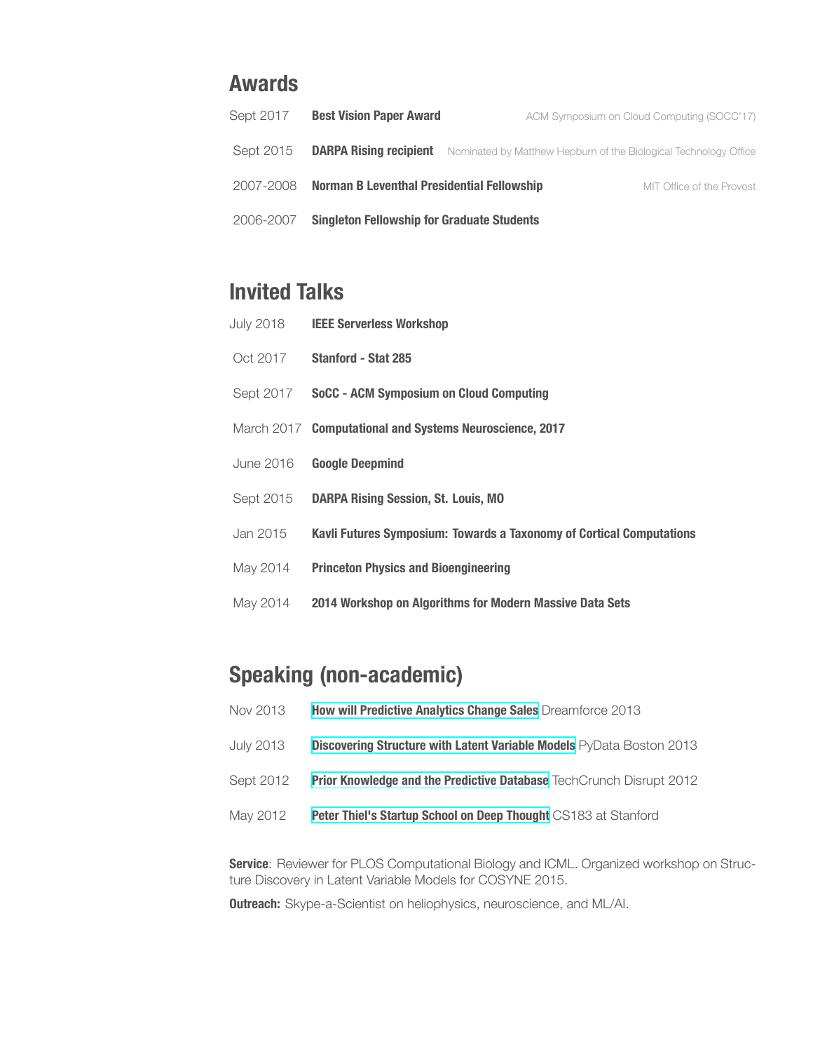## Awards

| | | |
|---|---|---|
| Sept 2017 | **Best Vision Paper Award** | ACM Symposium on Cloud Computing (SOCC'17) |
| Sept 2015 | **DARPA Rising recipient** | Nominated by Matthew Hepburn of the Biological Technology Office |
| 2007-2008 | **Norman B Leventhal Presidential Fellowship** | MIT Office of the Provost |
| 2006-2007 | **Singleton Fellowship for Graduate Students** | |

## Invited Talks

| | |
|---|---|
| July 2018 | **IEEE Serverless Workshop** |
| Oct 2017 | **Stanford - Stat 285** |
| Sept 2017 | **SoCC - ACM Symposium on Cloud Computing** |
| March 2017 | **Computational and Systems Neuroscience, 2017** |
| June 2016 | **Google Deepmind** |
| Sept 2015 | **DARPA Rising Session, St. Louis, MO** |
| Jan 2015 | **Kavli Futures Symposium: Towards a Taxonomy of Cortical Computations** |
| May 2014 | **Princeton Physics and Bioengineering** |
| May 2014 | **2014 Workshop on Algorithms for Modern Massive Data Sets** |

## Speaking (non-academic)

| | |
|---|---|
| Nov 2013 | **How will Predictive Analytics Change Sales** Dreamforce 2013 |
| July 2013 | **Discovering Structure with Latent Variable Models** PyData Boston 2013 |
| Sept 2012 | **Prior Knowledge and the Predictive Database** TechCrunch Disrupt 2012 |
| May 2012 | **Peter Thiel's Startup School on Deep Thought** CS183 at Stanford |

**Service**: Reviewer for PLOS Computational Biology and ICML. Organized workshop on Structure Discovery in Latent Variable Models for COSYNE 2015.

**Outreach:** Skype-a-Scientist on heliophysics, neuroscience, and ML/AI.